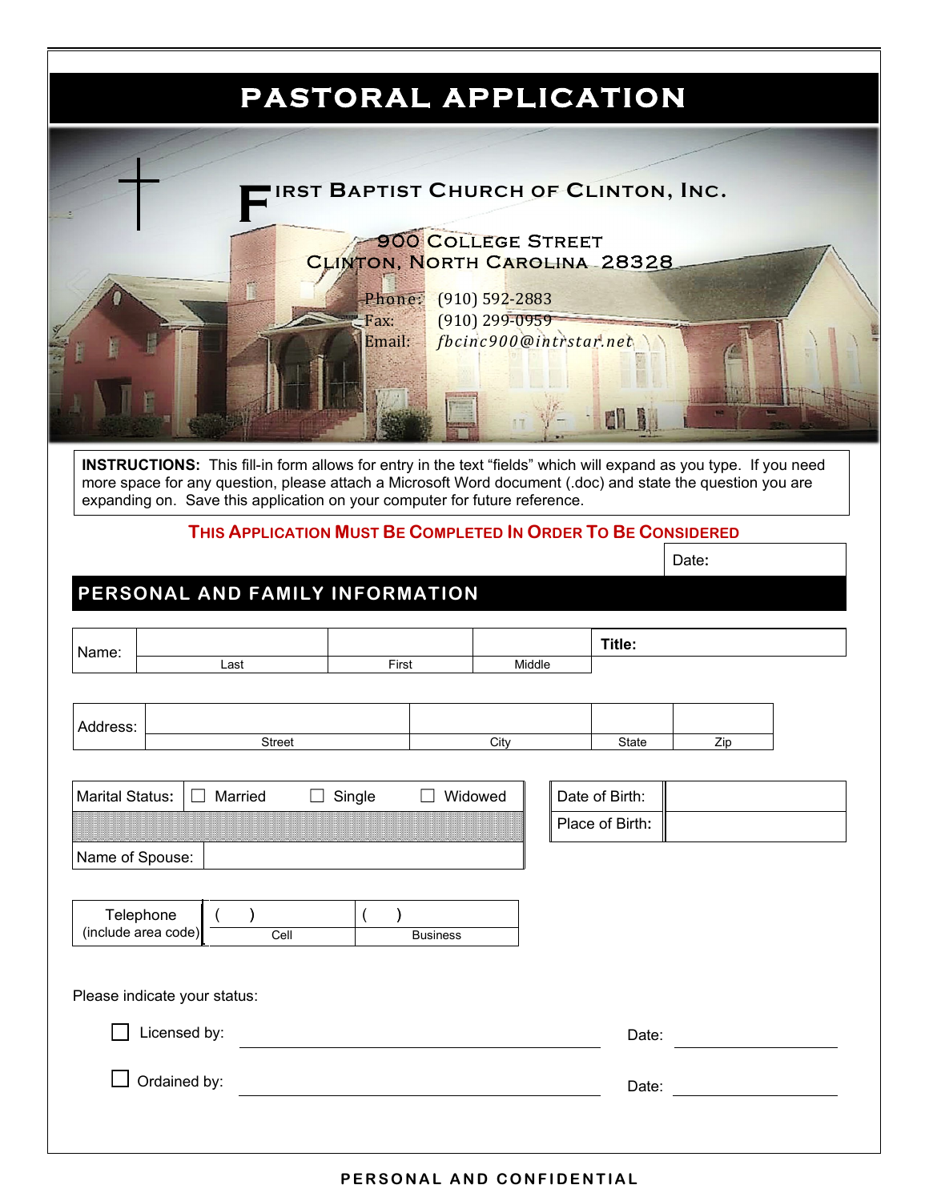# PASTORAL APPLICATION

**FIRST BAPTIST CHURCH OF CLINTON, INC.**

900 College Street
Clinton, North Carolina 28328

Phone: (910) 592-2883
Fax: (910) 299-0959
Email: *fbcinc900@intrstar.net*

**INSTRUCTIONS:** This fill-in form allows for entry in the text "fields" which will expand as you type. If you need more space for any question, please attach a Microsoft Word document (.doc) and state the question you are expanding on. Save this application on your computer for future reference.

**THIS APPLICATION MUST BE COMPLETED IN ORDER TO BE CONSIDERED**

Date:

## PERSONAL AND FAMILY INFORMATION

| Name: | | | | **Title:** |
|---|---|---|---|---|
| | Last | First | Middle | |

| Address: | | | | |
|---|---|---|---|---|
| | Street | City | State | Zip |

| Marital Status: | ☐ Married | ☐ Single | ☐ Widowed |
|---|---|---|---|
| Name of Spouse: | | | |

| Date of Birth: | |
|---|---|
| Place of Birth: | |

| Telephone (include area code) | ( ) | ( ) |
|---|---|---|
| | Cell | Business |

Please indicate your status:

☐ Licensed by: ______________________ Date: __________

☐ Ordained by: ______________________ Date: __________

PERSONAL AND CONFIDENTIAL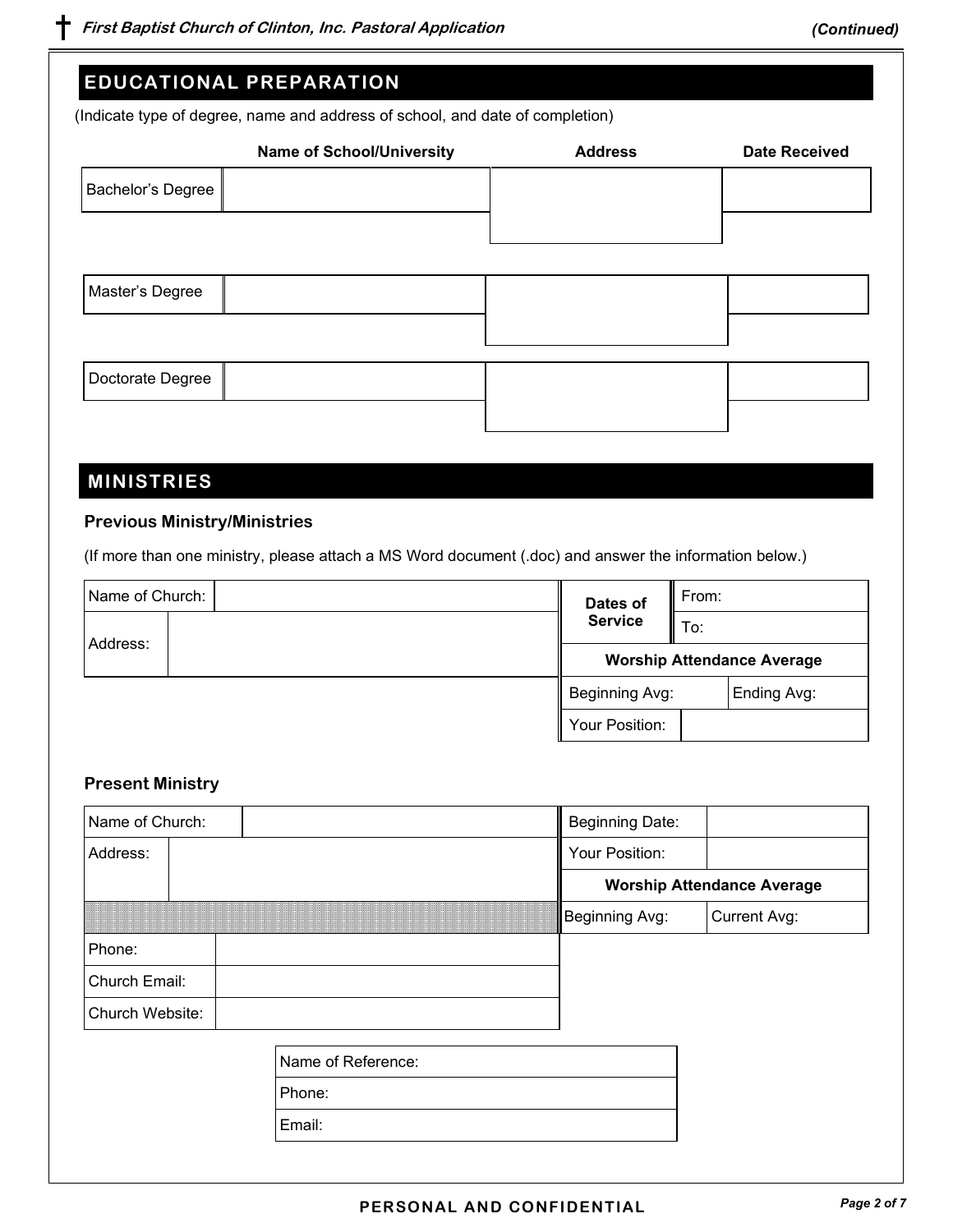## EDUCATIONAL PREPARATION

(Indicate type of degree, name and address of school, and date of completion)

| | Name of School/University | Address | Date Received |
|---|---|---|---|
| Bachelor's Degree | | | |
| Master's Degree | | | |
| Doctorate Degree | | | |

## MINISTRIES

### Previous Ministry/Ministries

(If more than one ministry, please attach a MS Word document (.doc) and answer the information below.)

| | | | |
|---|---|---|---|
| Name of Church: | | **Dates of Service** | From: |
| | | | To: |
| Address: | | **Worship Attendance Average** | |
| | | Beginning Avg: | Ending Avg: |
| | | Your Position: | |

### Present Ministry

| | | | |
|---|---|---|---|
| Name of Church: | | Beginning Date: | |
| Address: | | Your Position: | |
| | | **Worship Attendance Average** | |
| | | Beginning Avg: | Current Avg: |
| Phone: | | | |
| Church Email: | | | |
| Church Website: | | | |

| | |
|---|---|
| Name of Reference: | |
| Phone: | |
| Email: | |

PERSONAL AND CONFIDENTIAL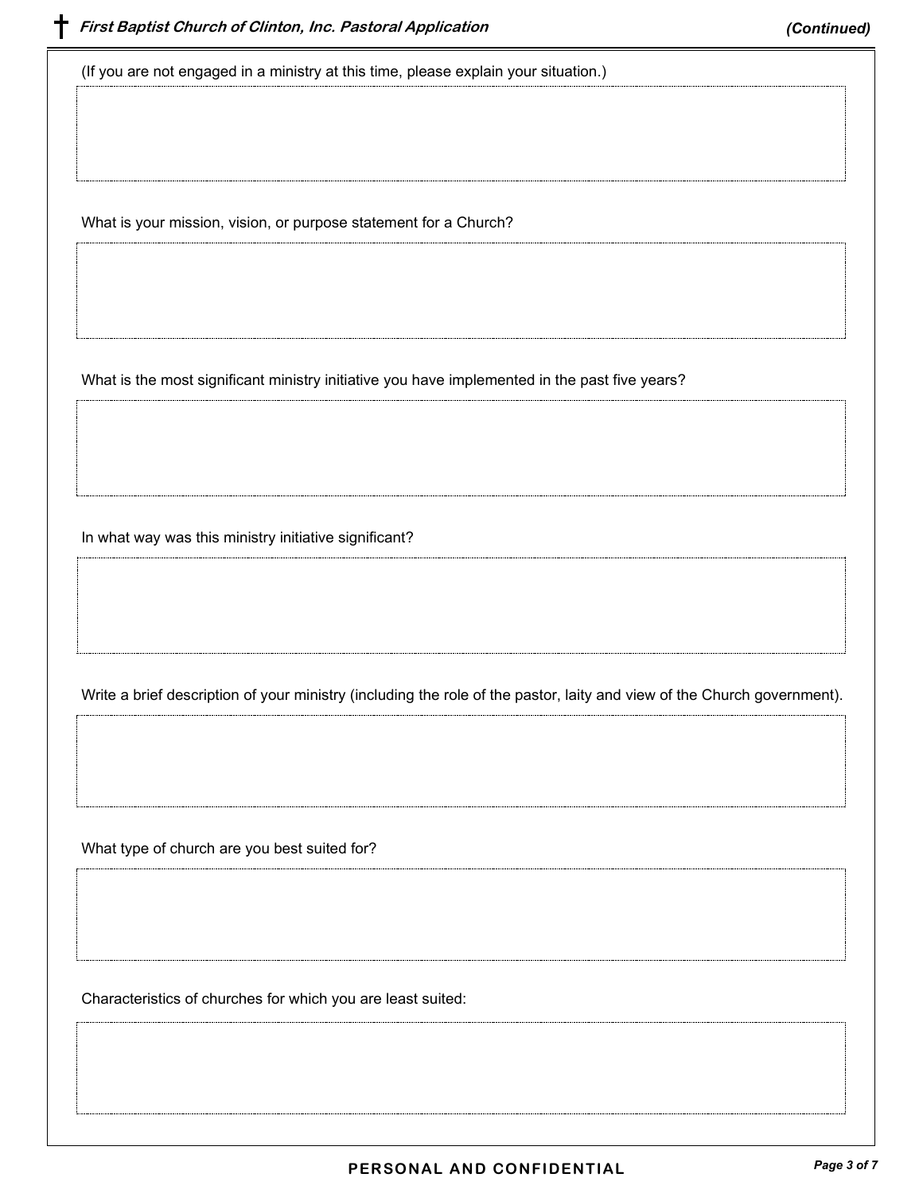(If you are not engaged in a ministry at this time, please explain your situation.)

What is your mission, vision, or purpose statement for a Church?

What is the most significant ministry initiative you have implemented in the past five years?

In what way was this ministry initiative significant?

Write a brief description of your ministry (including the role of the pastor, laity and view of the Church government).

What type of church are you best suited for?

Characteristics of churches for which you are least suited:

**PERSONAL AND CONFIDENTIAL**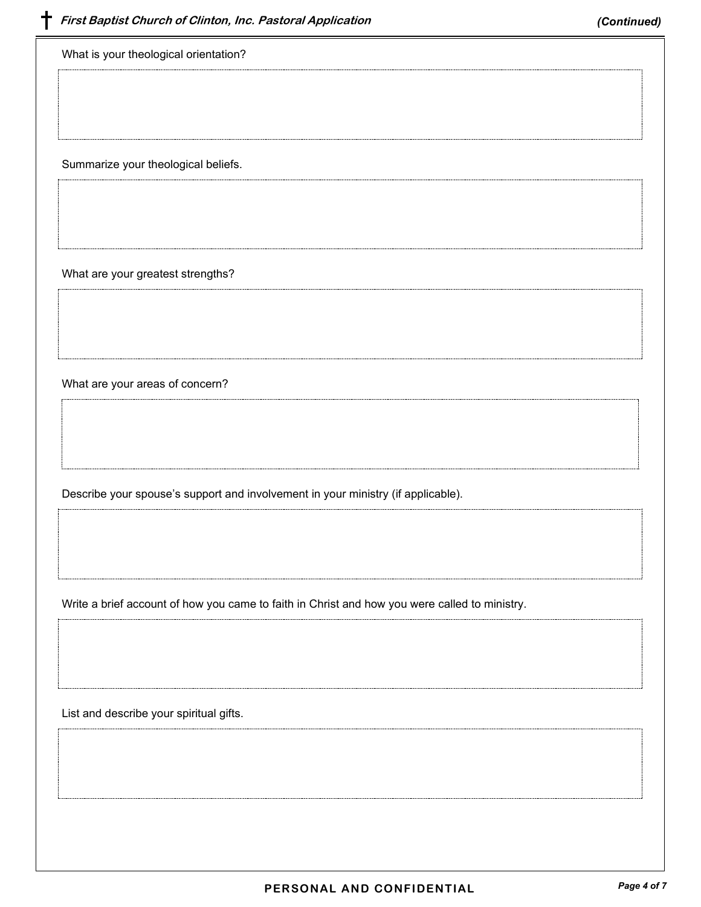What is your theological orientation?

Summarize your theological beliefs.

What are your greatest strengths?

What are your areas of concern?

Describe your spouse's support and involvement in your ministry (if applicable).

Write a brief account of how you came to faith in Christ and how you were called to ministry.

List and describe your spiritual gifts.

**PERSONAL AND CONFIDENTIAL**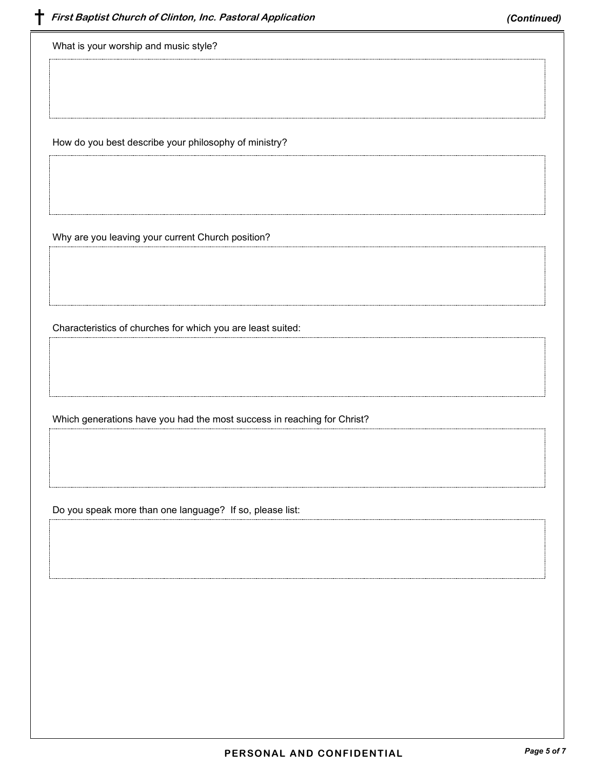What is your worship and music style?

How do you best describe your philosophy of ministry?

Why are you leaving your current Church position?

Characteristics of churches for which you are least suited:

Which generations have you had the most success in reaching for Christ?

Do you speak more than one language? If so, please list:

**PERSONAL AND CONFIDENTIAL**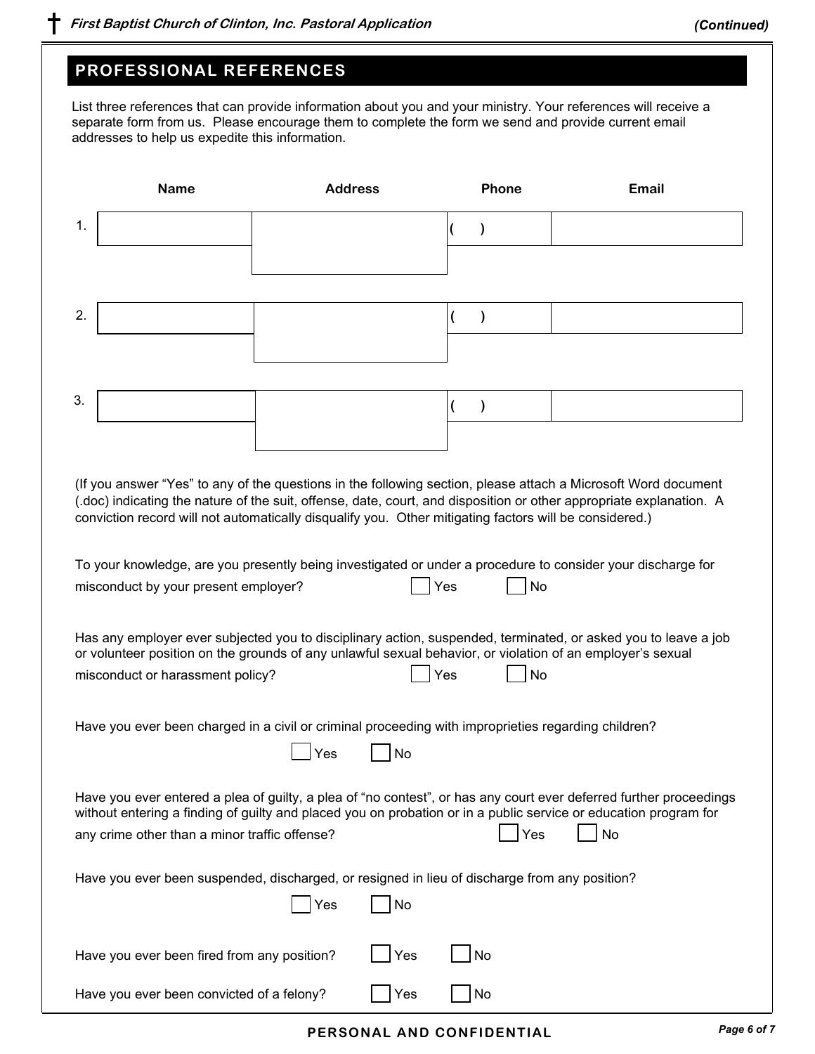## PROFESSIONAL REFERENCES

List three references that can provide information about you and your ministry. Your references will receive a separate form from us. Please encourage them to complete the form we send and provide current email addresses to help us expedite this information.

| | Name | Address | Phone | Email |
|---|---|---|---|---|
| 1. | | | ( ) | |
| 2. | | | ( ) | |
| 3. | | | ( ) | |

(If you answer "Yes" to any of the questions in the following section, please attach a Microsoft Word document (.doc) indicating the nature of the suit, offense, date, court, and disposition or other appropriate explanation. A conviction record will not automatically disqualify you. Other mitigating factors will be considered.)

To your knowledge, are you presently being investigated or under a procedure to consider your discharge for misconduct by your present employer? ☐ Yes ☐ No

Has any employer ever subjected you to disciplinary action, suspended, terminated, or asked you to leave a job or volunteer position on the grounds of any unlawful sexual behavior, or violation of an employer's sexual misconduct or harassment policy? ☐ Yes ☐ No

Have you ever been charged in a civil or criminal proceeding with improprieties regarding children?

☐ Yes ☐ No

Have you ever entered a plea of guilty, a plea of "no contest", or has any court ever deferred further proceedings without entering a finding of guilty and placed you on probation or in a public service or education program for any crime other than a minor traffic offense? ☐ Yes ☐ No

Have you ever been suspended, discharged, or resigned in lieu of discharge from any position?

☐ Yes ☐ No

Have you ever been fired from any position? ☐ Yes ☐ No

Have you ever been convicted of a felony? ☐ Yes ☐ No

**PERSONAL AND CONFIDENTIAL**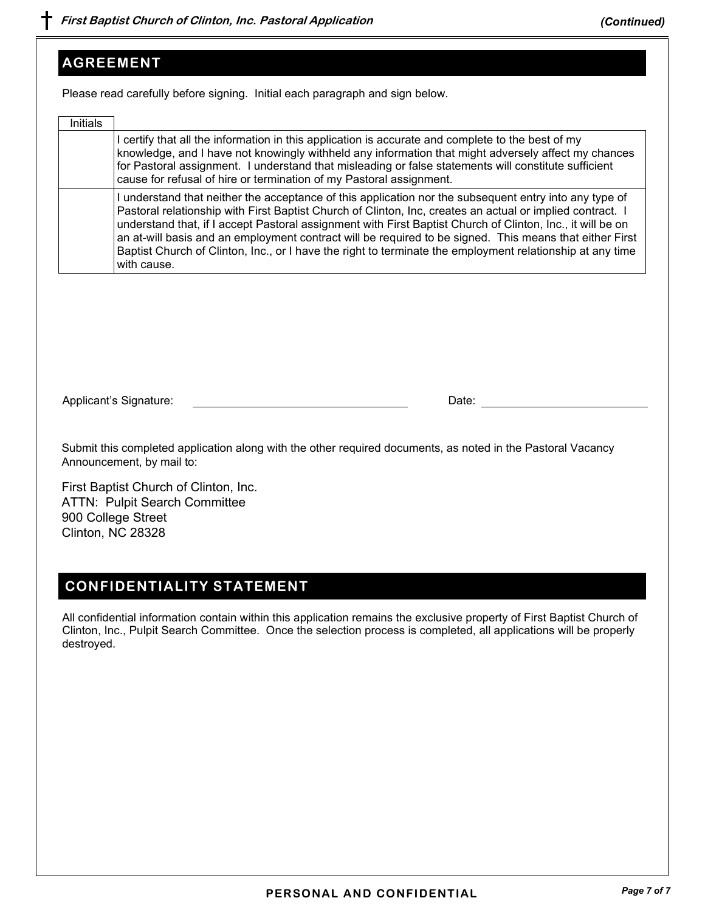## AGREEMENT

Please read carefully before signing. Initial each paragraph and sign below.

| Initials | |
|---|---|
| | I certify that all the information in this application is accurate and complete to the best of my knowledge, and I have not knowingly withheld any information that might adversely affect my chances for Pastoral assignment. I understand that misleading or false statements will constitute sufficient cause for refusal of hire or termination of my Pastoral assignment. |
| | I understand that neither the acceptance of this application nor the subsequent entry into any type of Pastoral relationship with First Baptist Church of Clinton, Inc, creates an actual or implied contract. I understand that, if I accept Pastoral assignment with First Baptist Church of Clinton, Inc., it will be on an at-will basis and an employment contract will be required to be signed. This means that either First Baptist Church of Clinton, Inc., or I have the right to terminate the employment relationship at any time with cause. |

Applicant's Signature: ____________________________ Date: ________________________

Submit this completed application along with the other required documents, as noted in the Pastoral Vacancy Announcement, by mail to:

First Baptist Church of Clinton, Inc.
ATTN: Pulpit Search Committee
900 College Street
Clinton, NC 28328

## CONFIDENTIALITY STATEMENT

All confidential information contain within this application remains the exclusive property of First Baptist Church of Clinton, Inc., Pulpit Search Committee. Once the selection process is completed, all applications will be properly destroyed.

PERSONAL AND CONFIDENTIAL